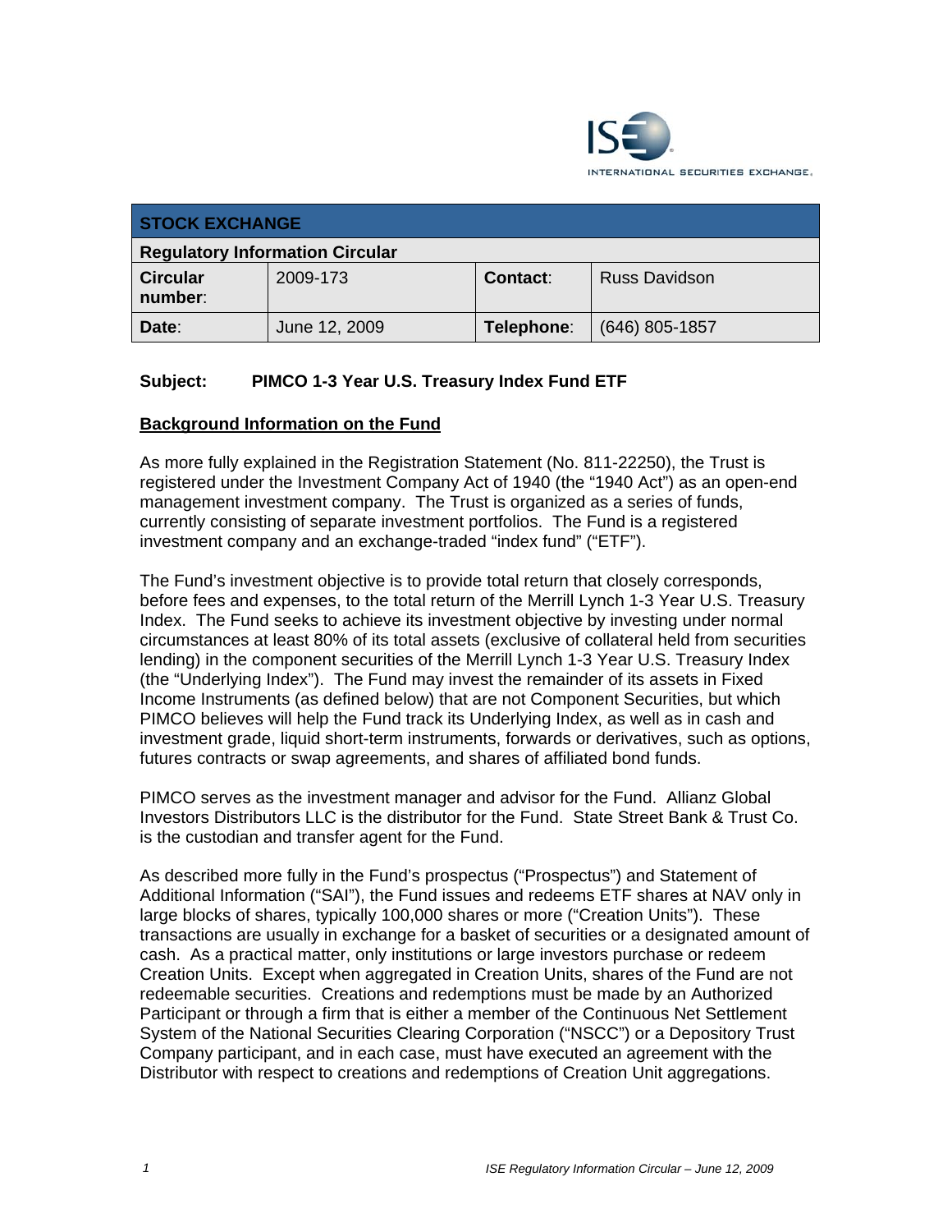INTERNATIONAL SECURITIES EXCHANGE.

| STOCK EXCHANGE | | | |
|---|---|---|---|
| **Regulatory Information Circular** | | | |
| **Circular number**: | 2009-173 | **Contact**: | Russ Davidson |
| **Date**: | June 12, 2009 | **Telephone**: | (646) 805-1857 |

**Subject: PIMCO 1-3 Year U.S. Treasury Index Fund ETF**

## Background Information on the Fund

As more fully explained in the Registration Statement (No. 811-22250), the Trust is registered under the Investment Company Act of 1940 (the "1940 Act") as an open-end management investment company. The Trust is organized as a series of funds, currently consisting of separate investment portfolios. The Fund is a registered investment company and an exchange-traded "index fund" ("ETF").

The Fund's investment objective is to provide total return that closely corresponds, before fees and expenses, to the total return of the Merrill Lynch 1-3 Year U.S. Treasury Index. The Fund seeks to achieve its investment objective by investing under normal circumstances at least 80% of its total assets (exclusive of collateral held from securities lending) in the component securities of the Merrill Lynch 1-3 Year U.S. Treasury Index (the "Underlying Index"). The Fund may invest the remainder of its assets in Fixed Income Instruments (as defined below) that are not Component Securities, but which PIMCO believes will help the Fund track its Underlying Index, as well as in cash and investment grade, liquid short-term instruments, forwards or derivatives, such as options, futures contracts or swap agreements, and shares of affiliated bond funds.

PIMCO serves as the investment manager and advisor for the Fund. Allianz Global Investors Distributors LLC is the distributor for the Fund. State Street Bank & Trust Co. is the custodian and transfer agent for the Fund.

As described more fully in the Fund's prospectus ("Prospectus") and Statement of Additional Information ("SAI"), the Fund issues and redeems ETF shares at NAV only in large blocks of shares, typically 100,000 shares or more ("Creation Units"). These transactions are usually in exchange for a basket of securities or a designated amount of cash. As a practical matter, only institutions or large investors purchase or redeem Creation Units. Except when aggregated in Creation Units, shares of the Fund are not redeemable securities. Creations and redemptions must be made by an Authorized Participant or through a firm that is either a member of the Continuous Net Settlement System of the National Securities Clearing Corporation ("NSCC") or a Depository Trust Company participant, and in each case, must have executed an agreement with the Distributor with respect to creations and redemptions of Creation Unit aggregations.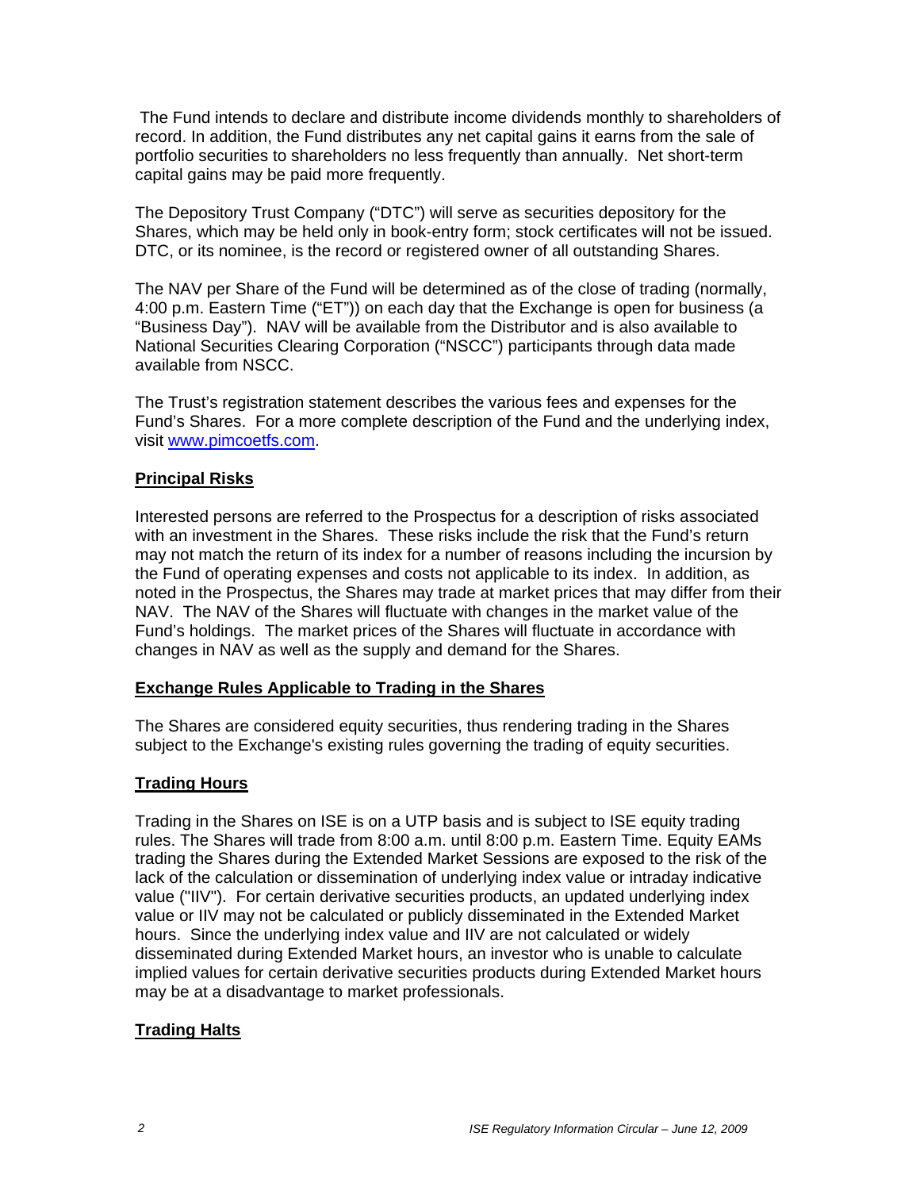The Fund intends to declare and distribute income dividends monthly to shareholders of record. In addition, the Fund distributes any net capital gains it earns from the sale of portfolio securities to shareholders no less frequently than annually. Net short-term capital gains may be paid more frequently.

The Depository Trust Company ("DTC") will serve as securities depository for the Shares, which may be held only in book-entry form; stock certificates will not be issued. DTC, or its nominee, is the record or registered owner of all outstanding Shares.

The NAV per Share of the Fund will be determined as of the close of trading (normally, 4:00 p.m. Eastern Time ("ET")) on each day that the Exchange is open for business (a "Business Day"). NAV will be available from the Distributor and is also available to National Securities Clearing Corporation ("NSCC") participants through data made available from NSCC.

The Trust's registration statement describes the various fees and expenses for the Fund's Shares. For a more complete description of the Fund and the underlying index, visit www.pimcoetfs.com.

## Principal Risks

Interested persons are referred to the Prospectus for a description of risks associated with an investment in the Shares. These risks include the risk that the Fund's return may not match the return of its index for a number of reasons including the incursion by the Fund of operating expenses and costs not applicable to its index. In addition, as noted in the Prospectus, the Shares may trade at market prices that may differ from their NAV. The NAV of the Shares will fluctuate with changes in the market value of the Fund's holdings. The market prices of the Shares will fluctuate in accordance with changes in NAV as well as the supply and demand for the Shares.

## Exchange Rules Applicable to Trading in the Shares

The Shares are considered equity securities, thus rendering trading in the Shares subject to the Exchange's existing rules governing the trading of equity securities.

## Trading Hours

Trading in the Shares on ISE is on a UTP basis and is subject to ISE equity trading rules. The Shares will trade from 8:00 a.m. until 8:00 p.m. Eastern Time. Equity EAMs trading the Shares during the Extended Market Sessions are exposed to the risk of the lack of the calculation or dissemination of underlying index value or intraday indicative value ("IIV"). For certain derivative securities products, an updated underlying index value or IIV may not be calculated or publicly disseminated in the Extended Market hours. Since the underlying index value and IIV are not calculated or widely disseminated during Extended Market hours, an investor who is unable to calculate implied values for certain derivative securities products during Extended Market hours may be at a disadvantage to market professionals.

## Trading Halts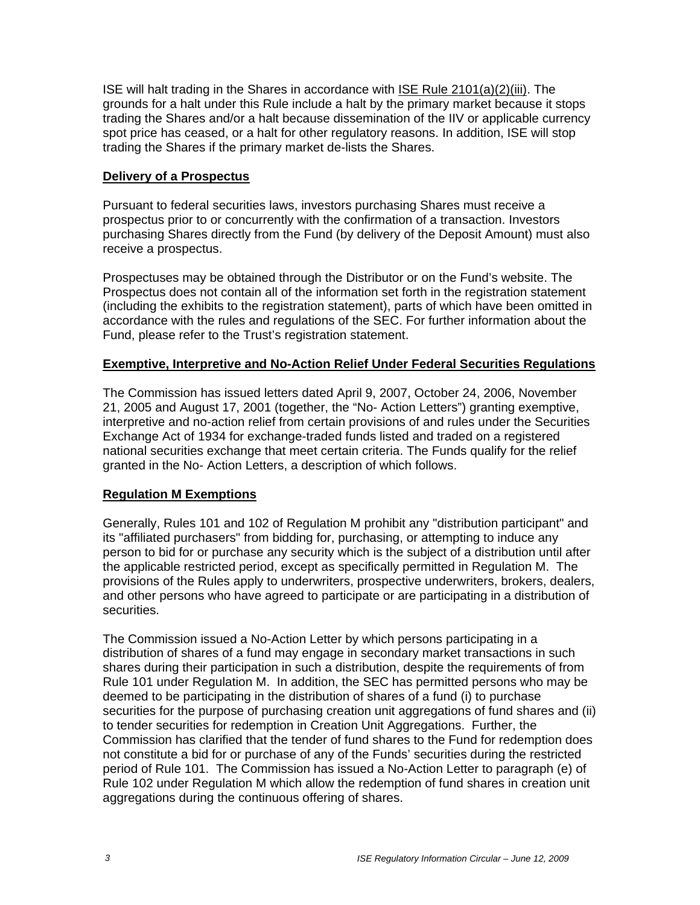ISE will halt trading in the Shares in accordance with ISE Rule 2101(a)(2)(iii). The grounds for a halt under this Rule include a halt by the primary market because it stops trading the Shares and/or a halt because dissemination of the IIV or applicable currency spot price has ceased, or a halt for other regulatory reasons. In addition, ISE will stop trading the Shares if the primary market de-lists the Shares.

**Delivery of a Prospectus**

Pursuant to federal securities laws, investors purchasing Shares must receive a prospectus prior to or concurrently with the confirmation of a transaction. Investors purchasing Shares directly from the Fund (by delivery of the Deposit Amount) must also receive a prospectus.

Prospectuses may be obtained through the Distributor or on the Fund's website. The Prospectus does not contain all of the information set forth in the registration statement (including the exhibits to the registration statement), parts of which have been omitted in accordance with the rules and regulations of the SEC. For further information about the Fund, please refer to the Trust's registration statement.

**Exemptive, Interpretive and No-Action Relief Under Federal Securities Regulations**

The Commission has issued letters dated April 9, 2007, October 24, 2006, November 21, 2005 and August 17, 2001 (together, the "No- Action Letters") granting exemptive, interpretive and no-action relief from certain provisions of and rules under the Securities Exchange Act of 1934 for exchange-traded funds listed and traded on a registered national securities exchange that meet certain criteria. The Funds qualify for the relief granted in the No- Action Letters, a description of which follows.

**Regulation M Exemptions**

Generally, Rules 101 and 102 of Regulation M prohibit any "distribution participant" and its "affiliated purchasers" from bidding for, purchasing, or attempting to induce any person to bid for or purchase any security which is the subject of a distribution until after the applicable restricted period, except as specifically permitted in Regulation M. The provisions of the Rules apply to underwriters, prospective underwriters, brokers, dealers, and other persons who have agreed to participate or are participating in a distribution of securities.

The Commission issued a No-Action Letter by which persons participating in a distribution of shares of a fund may engage in secondary market transactions in such shares during their participation in such a distribution, despite the requirements of from Rule 101 under Regulation M. In addition, the SEC has permitted persons who may be deemed to be participating in the distribution of shares of a fund (i) to purchase securities for the purpose of purchasing creation unit aggregations of fund shares and (ii) to tender securities for redemption in Creation Unit Aggregations. Further, the Commission has clarified that the tender of fund shares to the Fund for redemption does not constitute a bid for or purchase of any of the Funds' securities during the restricted period of Rule 101. The Commission has issued a No-Action Letter to paragraph (e) of Rule 102 under Regulation M which allow the redemption of fund shares in creation unit aggregations during the continuous offering of shares.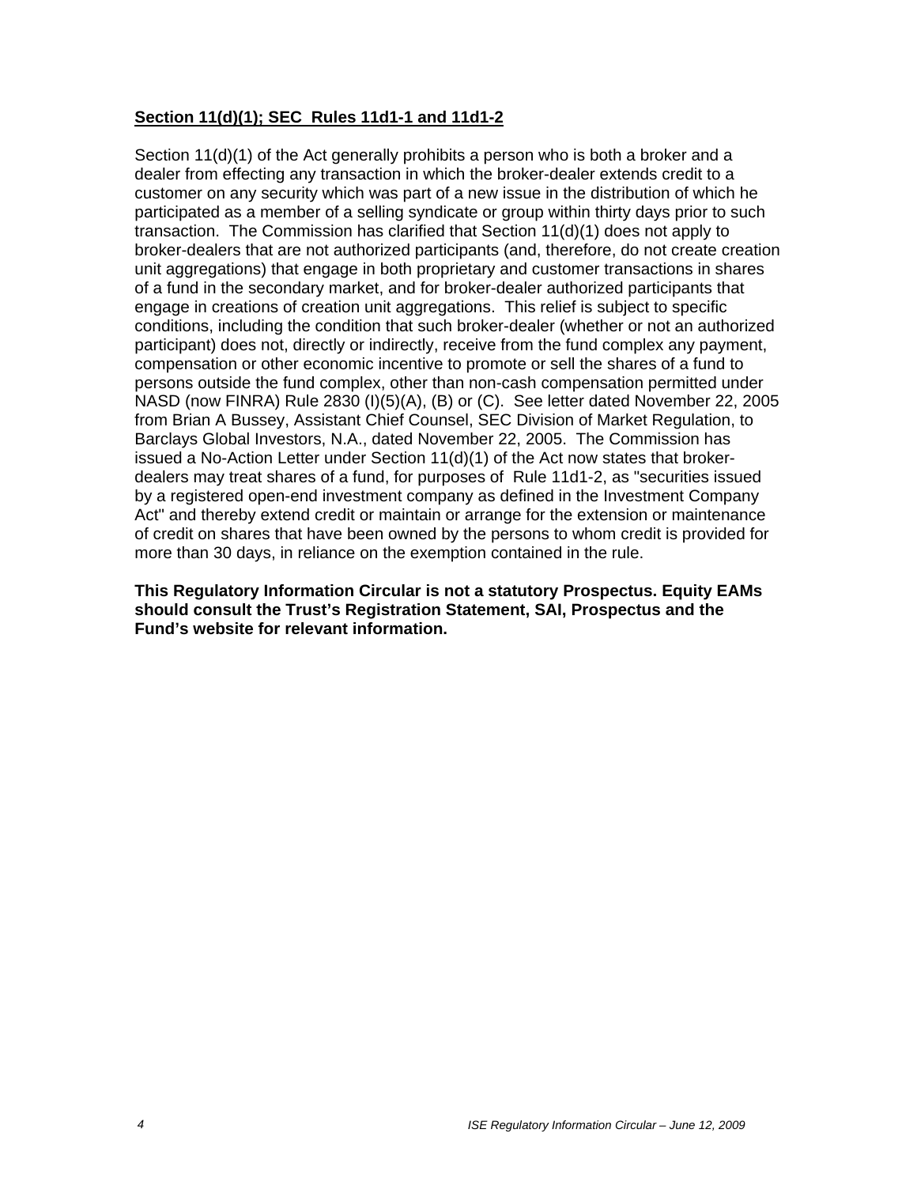**Section 11(d)(1); SEC Rules 11d1-1 and 11d1-2**

Section 11(d)(1) of the Act generally prohibits a person who is both a broker and a dealer from effecting any transaction in which the broker-dealer extends credit to a customer on any security which was part of a new issue in the distribution of which he participated as a member of a selling syndicate or group within thirty days prior to such transaction. The Commission has clarified that Section 11(d)(1) does not apply to broker-dealers that are not authorized participants (and, therefore, do not create creation unit aggregations) that engage in both proprietary and customer transactions in shares of a fund in the secondary market, and for broker-dealer authorized participants that engage in creations of creation unit aggregations. This relief is subject to specific conditions, including the condition that such broker-dealer (whether or not an authorized participant) does not, directly or indirectly, receive from the fund complex any payment, compensation or other economic incentive to promote or sell the shares of a fund to persons outside the fund complex, other than non-cash compensation permitted under NASD (now FINRA) Rule 2830 (I)(5)(A), (B) or (C). See letter dated November 22, 2005 from Brian A Bussey, Assistant Chief Counsel, SEC Division of Market Regulation, to Barclays Global Investors, N.A., dated November 22, 2005. The Commission has issued a No-Action Letter under Section 11(d)(1) of the Act now states that broker-dealers may treat shares of a fund, for purposes of Rule 11d1-2, as "securities issued by a registered open-end investment company as defined in the Investment Company Act" and thereby extend credit or maintain or arrange for the extension or maintenance of credit on shares that have been owned by the persons to whom credit is provided for more than 30 days, in reliance on the exemption contained in the rule.

**This Regulatory Information Circular is not a statutory Prospectus. Equity EAMs should consult the Trust's Registration Statement, SAI, Prospectus and the Fund's website for relevant information.**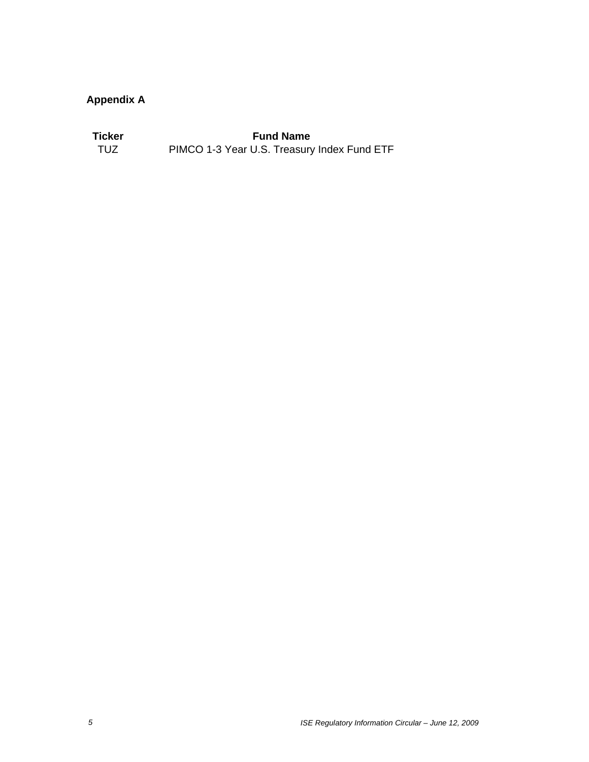## Appendix A

| Ticker | Fund Name |
|---|---|
| TUZ | PIMCO 1-3 Year U.S. Treasury Index Fund ETF |